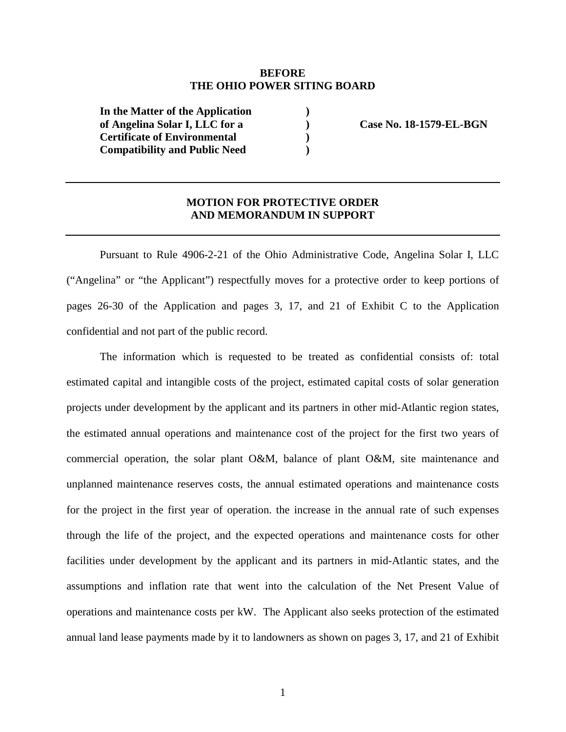**BEFORE**
**THE OHIO POWER SITING BOARD**

| | | |
|---|---|---|
| **In the Matter of the Application** | **)** | |
| **of Angelina Solar I, LLC for a** | **)** | **Case No. 18-1579-EL-BGN** |
| **Certificate of Environmental** | **)** | |
| **Compatibility and Public Need** | **)** | |

---

**MOTION FOR PROTECTIVE ORDER**
**AND MEMORANDUM IN SUPPORT**

---

Pursuant to Rule 4906-2-21 of the Ohio Administrative Code, Angelina Solar I, LLC ("Angelina" or "the Applicant") respectfully moves for a protective order to keep portions of pages 26-30 of the Application and pages 3, 17, and 21 of Exhibit C to the Application confidential and not part of the public record.

The information which is requested to be treated as confidential consists of: total estimated capital and intangible costs of the project, estimated capital costs of solar generation projects under development by the applicant and its partners in other mid-Atlantic region states, the estimated annual operations and maintenance cost of the project for the first two years of commercial operation, the solar plant O&M, balance of plant O&M, site maintenance and unplanned maintenance reserves costs, the annual estimated operations and maintenance costs for the project in the first year of operation. the increase in the annual rate of such expenses through the life of the project, and the expected operations and maintenance costs for other facilities under development by the applicant and its partners in mid-Atlantic states, and the assumptions and inflation rate that went into the calculation of the Net Present Value of operations and maintenance costs per kW. The Applicant also seeks protection of the estimated annual land lease payments made by it to landowners as shown on pages 3, 17, and 21 of Exhibit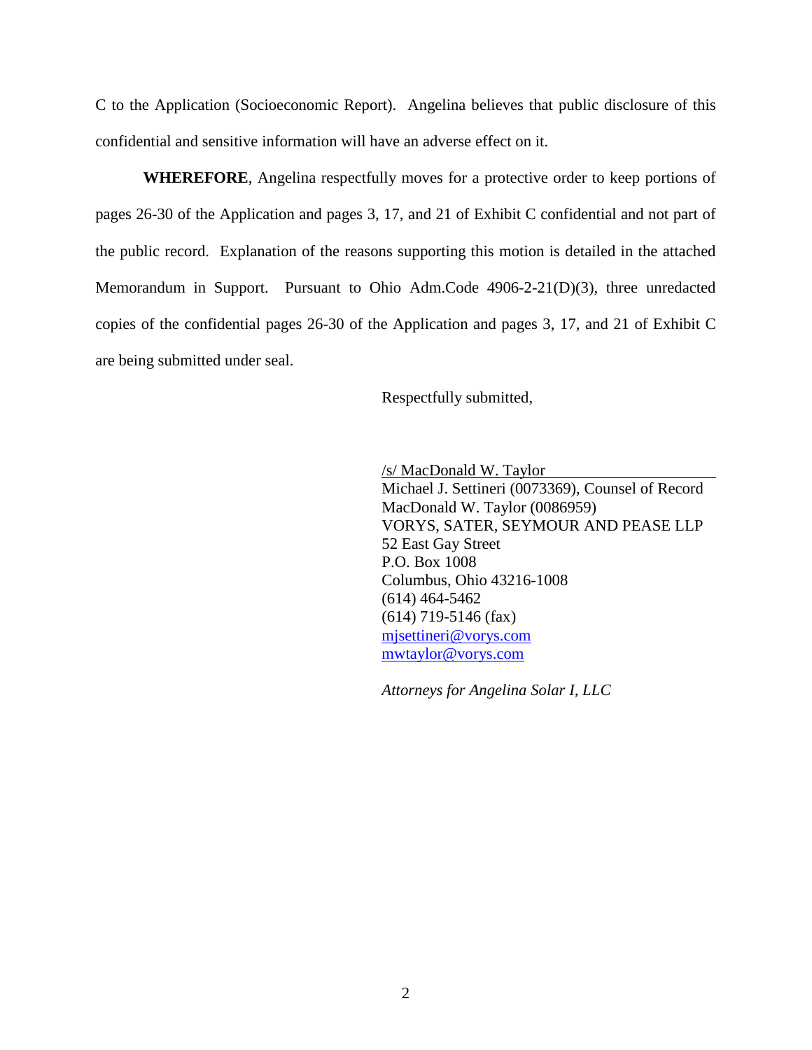C to the Application (Socioeconomic Report). Angelina believes that public disclosure of this confidential and sensitive information will have an adverse effect on it.

**WHEREFORE**, Angelina respectfully moves for a protective order to keep portions of pages 26-30 of the Application and pages 3, 17, and 21 of Exhibit C confidential and not part of the public record. Explanation of the reasons supporting this motion is detailed in the attached Memorandum in Support. Pursuant to Ohio Adm.Code 4906-2-21(D)(3), three unredacted copies of the confidential pages 26-30 of the Application and pages 3, 17, and 21 of Exhibit C are being submitted under seal.

Respectfully submitted,

/s/ MacDonald W. Taylor
Michael J. Settineri (0073369), Counsel of Record
MacDonald W. Taylor (0086959)
VORYS, SATER, SEYMOUR AND PEASE LLP
52 East Gay Street
P.O. Box 1008
Columbus, Ohio 43216-1008
(614) 464-5462
(614) 719-5146 (fax)
mjsettineri@vorys.com
mwtaylor@vorys.com

*Attorneys for Angelina Solar I, LLC*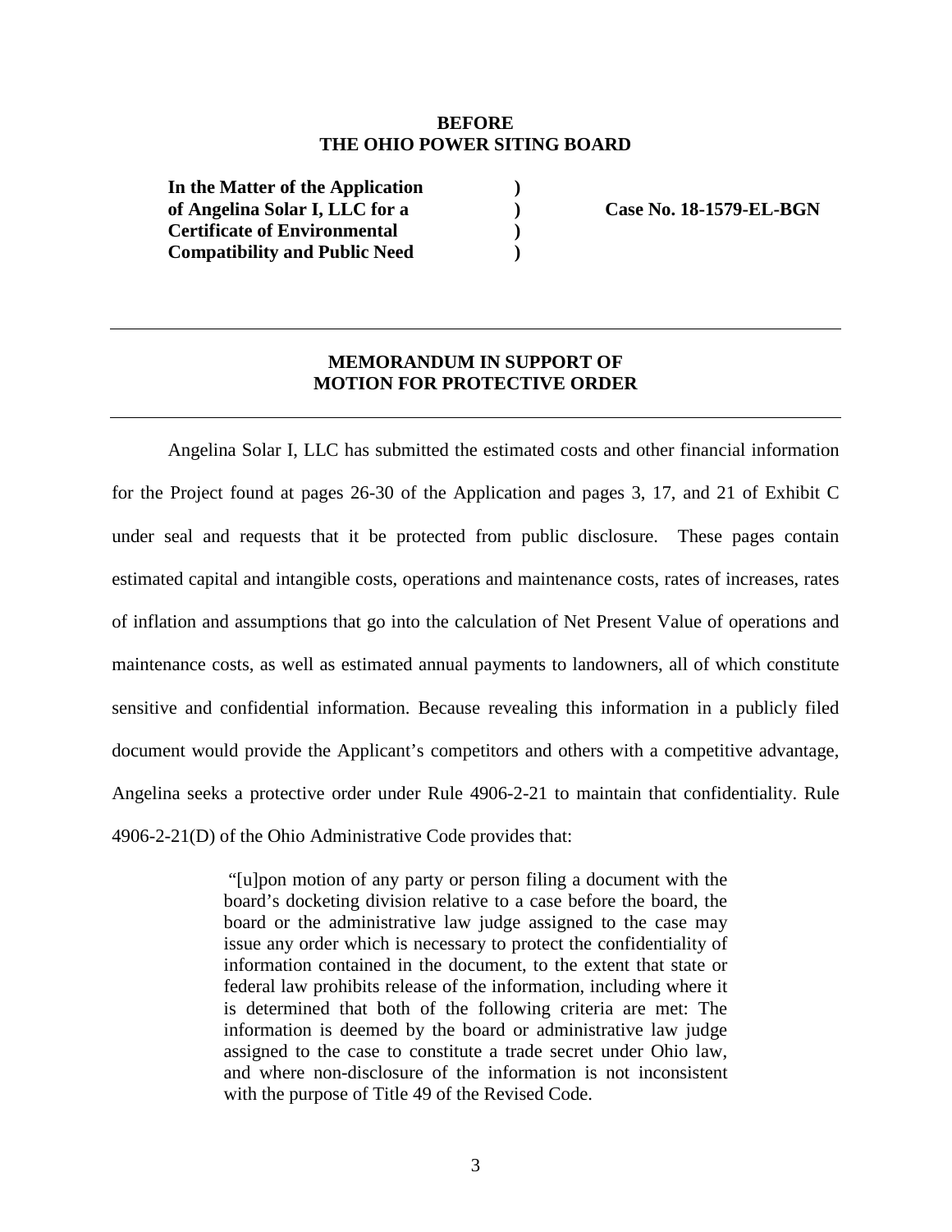**BEFORE**
**THE OHIO POWER SITING BOARD**

| | | |
|---|---|---|
| **In the Matter of the Application of Angelina Solar I, LLC for a Certificate of Environmental Compatibility and Public Need** | **)** **)** **)** **)** | **Case No. 18-1579-EL-BGN** |

---

## MEMORANDUM IN SUPPORT OF MOTION FOR PROTECTIVE ORDER

---

Angelina Solar I, LLC has submitted the estimated costs and other financial information for the Project found at pages 26-30 of the Application and pages 3, 17, and 21 of Exhibit C under seal and requests that it be protected from public disclosure. These pages contain estimated capital and intangible costs, operations and maintenance costs, rates of increases, rates of inflation and assumptions that go into the calculation of Net Present Value of operations and maintenance costs, as well as estimated annual payments to landowners, all of which constitute sensitive and confidential information. Because revealing this information in a publicly filed document would provide the Applicant's competitors and others with a competitive advantage, Angelina seeks a protective order under Rule 4906-2-21 to maintain that confidentiality. Rule 4906-2-21(D) of the Ohio Administrative Code provides that:

> "[u]pon motion of any party or person filing a document with the board's docketing division relative to a case before the board, the board or the administrative law judge assigned to the case may issue any order which is necessary to protect the confidentiality of information contained in the document, to the extent that state or federal law prohibits release of the information, including where it is determined that both of the following criteria are met: The information is deemed by the board or administrative law judge assigned to the case to constitute a trade secret under Ohio law, and where non-disclosure of the information is not inconsistent with the purpose of Title 49 of the Revised Code.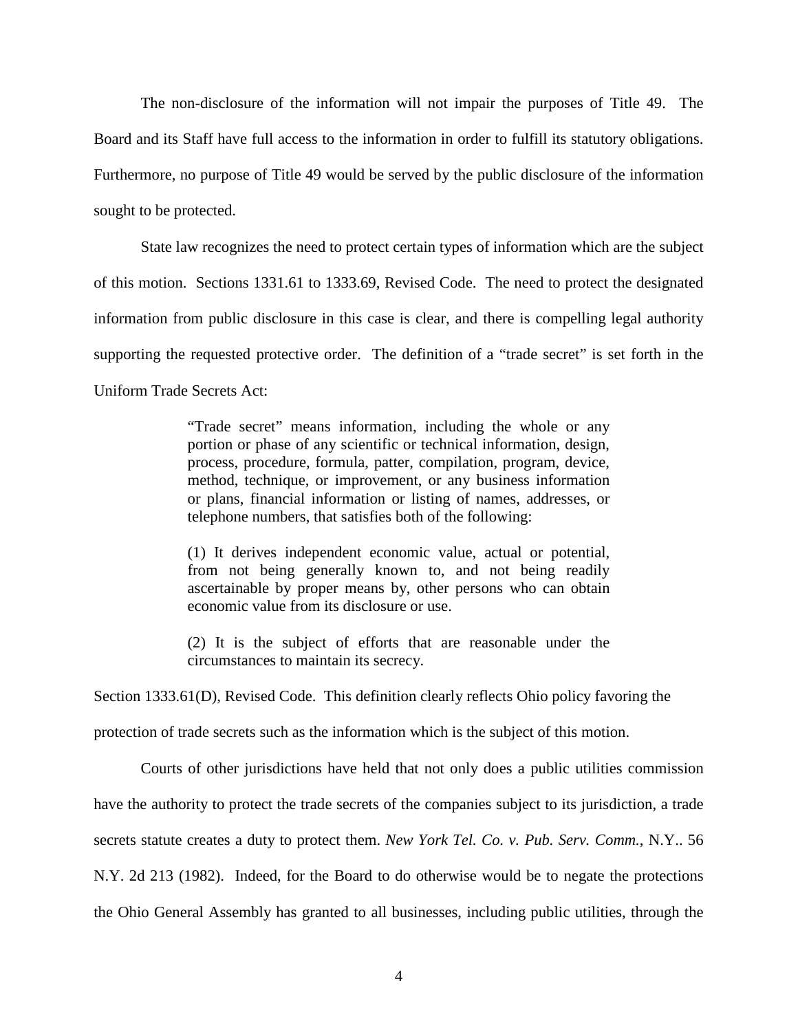The non-disclosure of the information will not impair the purposes of Title 49. The Board and its Staff have full access to the information in order to fulfill its statutory obligations. Furthermore, no purpose of Title 49 would be served by the public disclosure of the information sought to be protected.

State law recognizes the need to protect certain types of information which are the subject of this motion. Sections 1331.61 to 1333.69, Revised Code. The need to protect the designated information from public disclosure in this case is clear, and there is compelling legal authority supporting the requested protective order. The definition of a "trade secret" is set forth in the Uniform Trade Secrets Act:

> "Trade secret" means information, including the whole or any portion or phase of any scientific or technical information, design, process, procedure, formula, patter, compilation, program, device, method, technique, or improvement, or any business information or plans, financial information or listing of names, addresses, or telephone numbers, that satisfies both of the following:
>
> (1) It derives independent economic value, actual or potential, from not being generally known to, and not being readily ascertainable by proper means by, other persons who can obtain economic value from its disclosure or use.
>
> (2) It is the subject of efforts that are reasonable under the circumstances to maintain its secrecy.

Section 1333.61(D), Revised Code. This definition clearly reflects Ohio policy favoring the protection of trade secrets such as the information which is the subject of this motion.

Courts of other jurisdictions have held that not only does a public utilities commission have the authority to protect the trade secrets of the companies subject to its jurisdiction, a trade secrets statute creates a duty to protect them. *New York Tel. Co. v. Pub. Serv. Comm.*, N.Y.. 56 N.Y. 2d 213 (1982). Indeed, for the Board to do otherwise would be to negate the protections the Ohio General Assembly has granted to all businesses, including public utilities, through the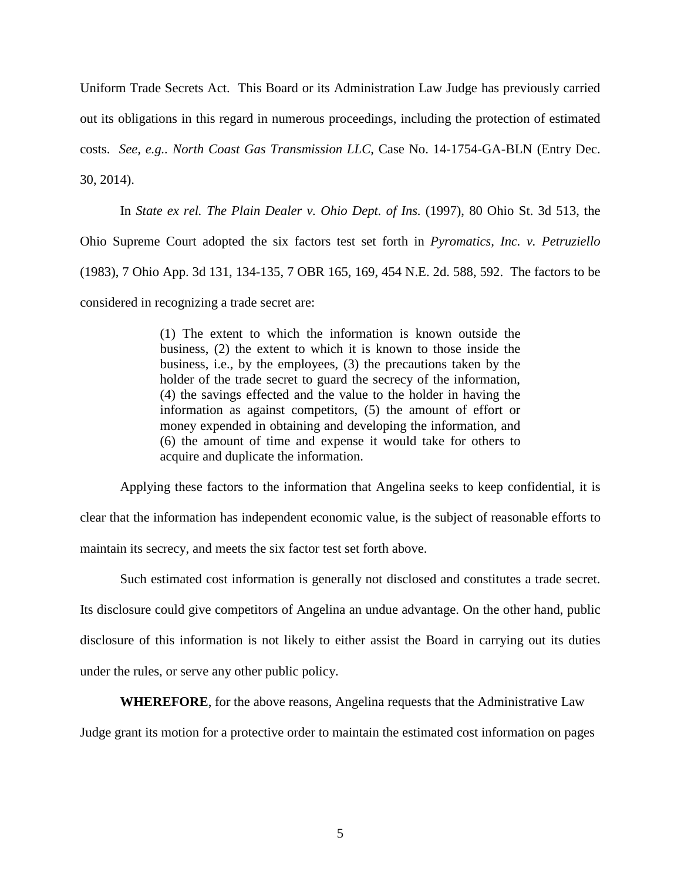Uniform Trade Secrets Act. This Board or its Administration Law Judge has previously carried out its obligations in this regard in numerous proceedings, including the protection of estimated costs. *See, e.g.. North Coast Gas Transmission LLC*, Case No. 14-1754-GA-BLN (Entry Dec. 30, 2014).

In *State ex rel. The Plain Dealer v. Ohio Dept. of Ins.* (1997), 80 Ohio St. 3d 513, the Ohio Supreme Court adopted the six factors test set forth in *Pyromatics, Inc. v. Petruziello* (1983), 7 Ohio App. 3d 131, 134-135, 7 OBR 165, 169, 454 N.E. 2d. 588, 592. The factors to be considered in recognizing a trade secret are:

> (1) The extent to which the information is known outside the business, (2) the extent to which it is known to those inside the business, i.e., by the employees, (3) the precautions taken by the holder of the trade secret to guard the secrecy of the information, (4) the savings effected and the value to the holder in having the information as against competitors, (5) the amount of effort or money expended in obtaining and developing the information, and (6) the amount of time and expense it would take for others to acquire and duplicate the information.

Applying these factors to the information that Angelina seeks to keep confidential, it is clear that the information has independent economic value, is the subject of reasonable efforts to maintain its secrecy, and meets the six factor test set forth above.

Such estimated cost information is generally not disclosed and constitutes a trade secret. Its disclosure could give competitors of Angelina an undue advantage. On the other hand, public disclosure of this information is not likely to either assist the Board in carrying out its duties under the rules, or serve any other public policy.

**WHEREFORE**, for the above reasons, Angelina requests that the Administrative Law Judge grant its motion for a protective order to maintain the estimated cost information on pages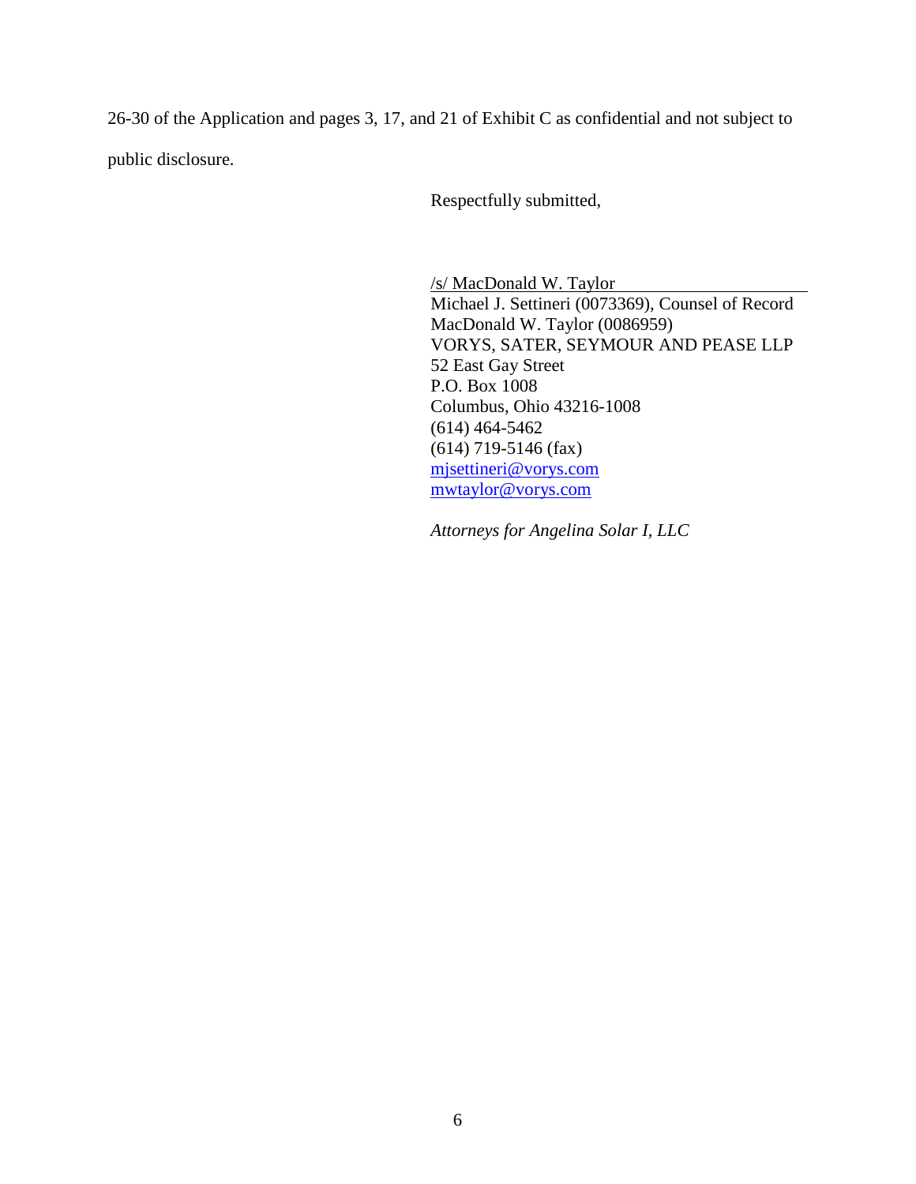26-30 of the Application and pages 3, 17, and 21 of Exhibit C as confidential and not subject to public disclosure.

Respectfully submitted,

/s/ MacDonald W. Taylor
Michael J. Settineri (0073369), Counsel of Record
MacDonald W. Taylor (0086959)
VORYS, SATER, SEYMOUR AND PEASE LLP
52 East Gay Street
P.O. Box 1008
Columbus, Ohio 43216-1008
(614) 464-5462
(614) 719-5146 (fax)
mjsettineri@vorys.com
mwtaylor@vorys.com

*Attorneys for Angelina Solar I, LLC*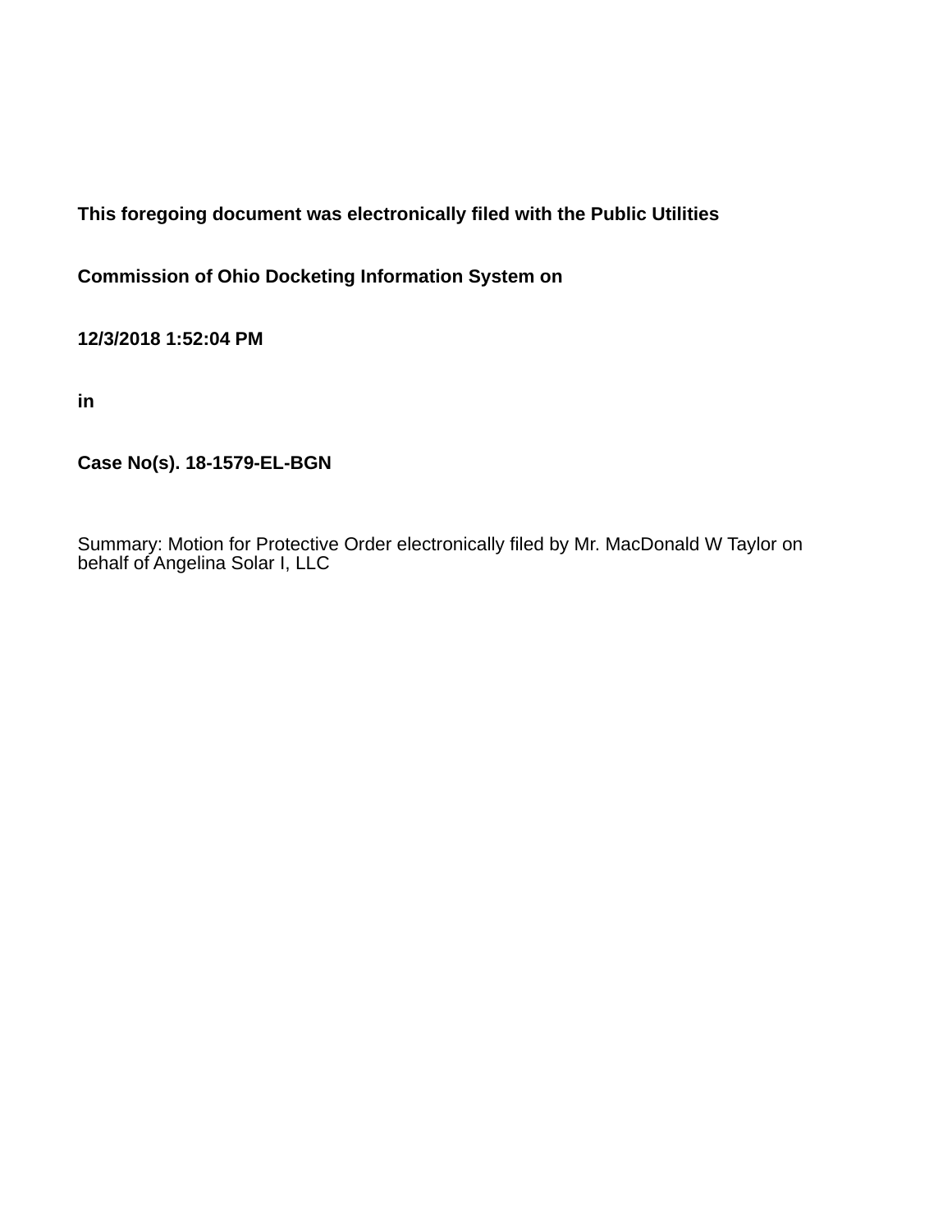**This foregoing document was electronically filed with the Public Utilities**

**Commission of Ohio Docketing Information System on**

**12/3/2018 1:52:04 PM**

**in**

**Case No(s). 18-1579-EL-BGN**

Summary: Motion for Protective Order electronically filed by Mr. MacDonald W Taylor on behalf of Angelina Solar I, LLC